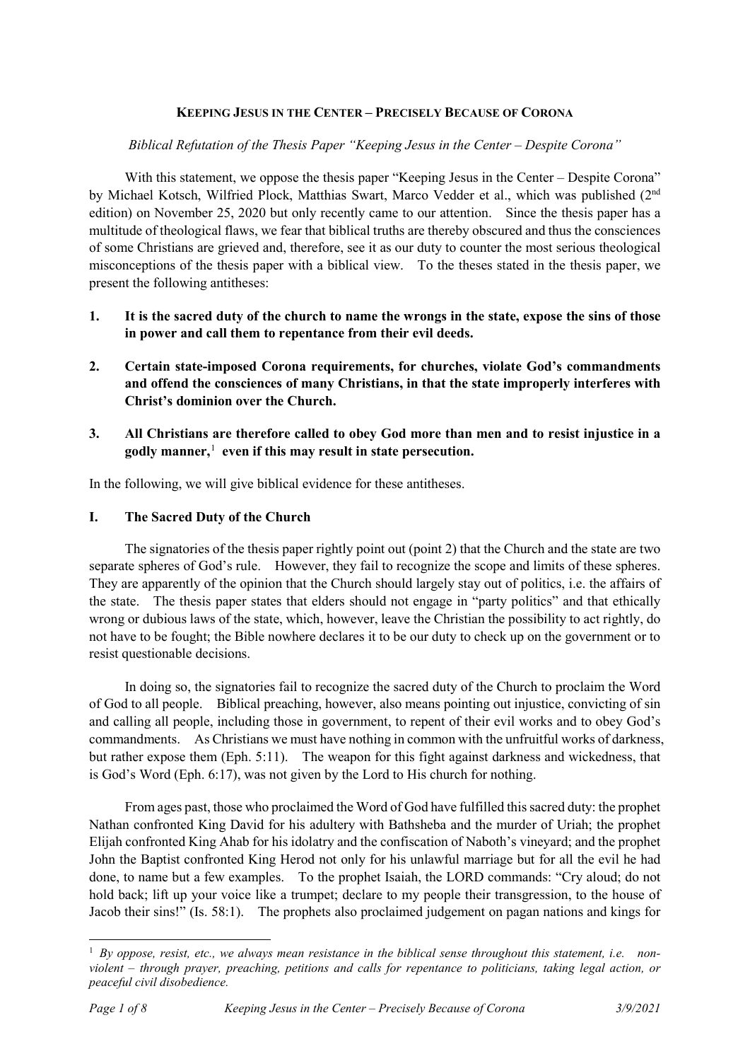# KEEPING JESUS IN THE CENTER – PRECISELY BECAUSE OF CORONA

*Biblical Refutation of the Thesis Paper "Keeping Jesus in the Center – Despite Corona"*

With this statement, we oppose the thesis paper "Keeping Jesus in the Center – Despite Corona" by Michael Kotsch, Wilfried Plock, Matthias Swart, Marco Vedder et al., which was published (2nd edition) on November 25, 2020 but only recently came to our attention. Since the thesis paper has a multitude of theological flaws, we fear that biblical truths are thereby obscured and thus the consciences of some Christians are grieved and, therefore, see it as our duty to counter the most serious theological misconceptions of the thesis paper with a biblical view. To the theses stated in the thesis paper, we present the following antitheses:

1. **It is the sacred duty of the church to name the wrongs in the state, expose the sins of those in power and call them to repentance from their evil deeds.**
2. **Certain state-imposed Corona requirements, for churches, violate God's commandments and offend the consciences of many Christians, in that the state improperly interferes with Christ's dominion over the Church.**
3. **All Christians are therefore called to obey God more than men and to resist injustice in a godly manner,[1] even if this may result in state persecution.**

In the following, we will give biblical evidence for these antitheses.

## I. The Sacred Duty of the Church

The signatories of the thesis paper rightly point out (point 2) that the Church and the state are two separate spheres of God's rule. However, they fail to recognize the scope and limits of these spheres. They are apparently of the opinion that the Church should largely stay out of politics, i.e. the affairs of the state. The thesis paper states that elders should not engage in "party politics" and that ethically wrong or dubious laws of the state, which, however, leave the Christian the possibility to act rightly, do not have to be fought; the Bible nowhere declares it to be our duty to check up on the government or to resist questionable decisions.

In doing so, the signatories fail to recognize the sacred duty of the Church to proclaim the Word of God to all people. Biblical preaching, however, also means pointing out injustice, convicting of sin and calling all people, including those in government, to repent of their evil works and to obey God's commandments. As Christians we must have nothing in common with the unfruitful works of darkness, but rather expose them (Eph. 5:11). The weapon for this fight against darkness and wickedness, that is God's Word (Eph. 6:17), was not given by the Lord to His church for nothing.

From ages past, those who proclaimed the Word of God have fulfilled this sacred duty: the prophet Nathan confronted King David for his adultery with Bathsheba and the murder of Uriah; the prophet Elijah confronted King Ahab for his idolatry and the confiscation of Naboth's vineyard; and the prophet John the Baptist confronted King Herod not only for his unlawful marriage but for all the evil he had done, to name but a few examples. To the prophet Isaiah, the LORD commands: "Cry aloud; do not hold back; lift up your voice like a trumpet; declare to my people their transgression, to the house of Jacob their sins!" (Is. 58:1). The prophets also proclaimed judgement on pagan nations and kings for

---

[1] *By oppose, resist, etc., we always mean resistance in the biblical sense throughout this statement, i.e. non-violent – through prayer, preaching, petitions and calls for repentance to politicians, taking legal action, or peaceful civil disobedience.*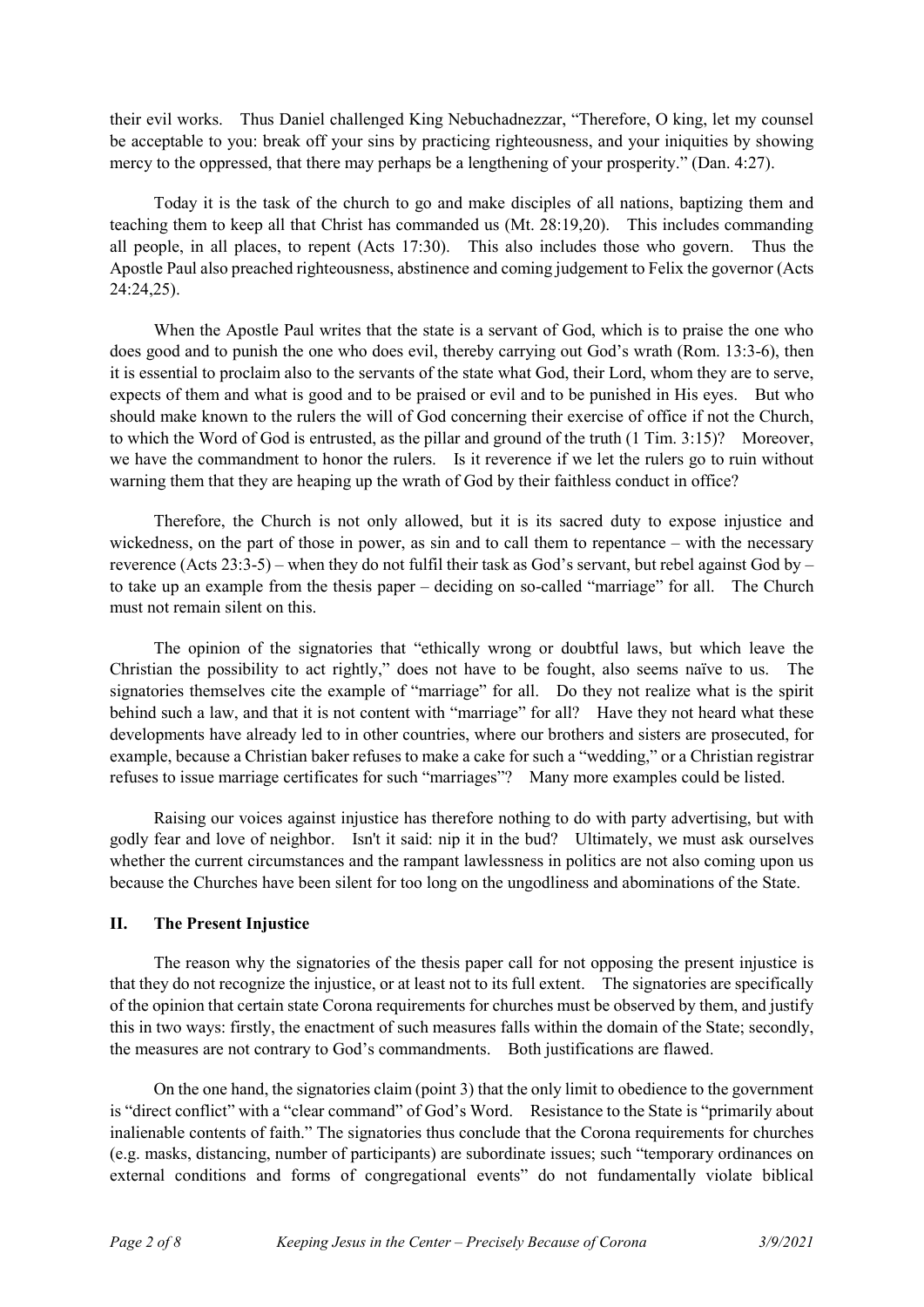their evil works. Thus Daniel challenged King Nebuchadnezzar, "Therefore, O king, let my counsel be acceptable to you: break off your sins by practicing righteousness, and your iniquities by showing mercy to the oppressed, that there may perhaps be a lengthening of your prosperity." (Dan. 4:27).

Today it is the task of the church to go and make disciples of all nations, baptizing them and teaching them to keep all that Christ has commanded us (Mt. 28:19,20). This includes commanding all people, in all places, to repent (Acts 17:30). This also includes those who govern. Thus the Apostle Paul also preached righteousness, abstinence and coming judgement to Felix the governor (Acts 24:24,25).

When the Apostle Paul writes that the state is a servant of God, which is to praise the one who does good and to punish the one who does evil, thereby carrying out God's wrath (Rom. 13:3-6), then it is essential to proclaim also to the servants of the state what God, their Lord, whom they are to serve, expects of them and what is good and to be praised or evil and to be punished in His eyes. But who should make known to the rulers the will of God concerning their exercise of office if not the Church, to which the Word of God is entrusted, as the pillar and ground of the truth (1 Tim. 3:15)? Moreover, we have the commandment to honor the rulers. Is it reverence if we let the rulers go to ruin without warning them that they are heaping up the wrath of God by their faithless conduct in office?

Therefore, the Church is not only allowed, but it is its sacred duty to expose injustice and wickedness, on the part of those in power, as sin and to call them to repentance – with the necessary reverence (Acts 23:3-5) – when they do not fulfil their task as God's servant, but rebel against God by – to take up an example from the thesis paper – deciding on so-called "marriage" for all. The Church must not remain silent on this.

The opinion of the signatories that "ethically wrong or doubtful laws, but which leave the Christian the possibility to act rightly," does not have to be fought, also seems naïve to us. The signatories themselves cite the example of "marriage" for all. Do they not realize what is the spirit behind such a law, and that it is not content with "marriage" for all? Have they not heard what these developments have already led to in other countries, where our brothers and sisters are prosecuted, for example, because a Christian baker refuses to make a cake for such a "wedding," or a Christian registrar refuses to issue marriage certificates for such "marriages"? Many more examples could be listed.

Raising our voices against injustice has therefore nothing to do with party advertising, but with godly fear and love of neighbor. Isn't it said: nip it in the bud? Ultimately, we must ask ourselves whether the current circumstances and the rampant lawlessness in politics are not also coming upon us because the Churches have been silent for too long on the ungodliness and abominations of the State.

## II. The Present Injustice

The reason why the signatories of the thesis paper call for not opposing the present injustice is that they do not recognize the injustice, or at least not to its full extent. The signatories are specifically of the opinion that certain state Corona requirements for churches must be observed by them, and justify this in two ways: firstly, the enactment of such measures falls within the domain of the State; secondly, the measures are not contrary to God's commandments. Both justifications are flawed.

On the one hand, the signatories claim (point 3) that the only limit to obedience to the government is "direct conflict" with a "clear command" of God's Word. Resistance to the State is "primarily about inalienable contents of faith." The signatories thus conclude that the Corona requirements for churches (e.g. masks, distancing, number of participants) are subordinate issues; such "temporary ordinances on external conditions and forms of congregational events" do not fundamentally violate biblical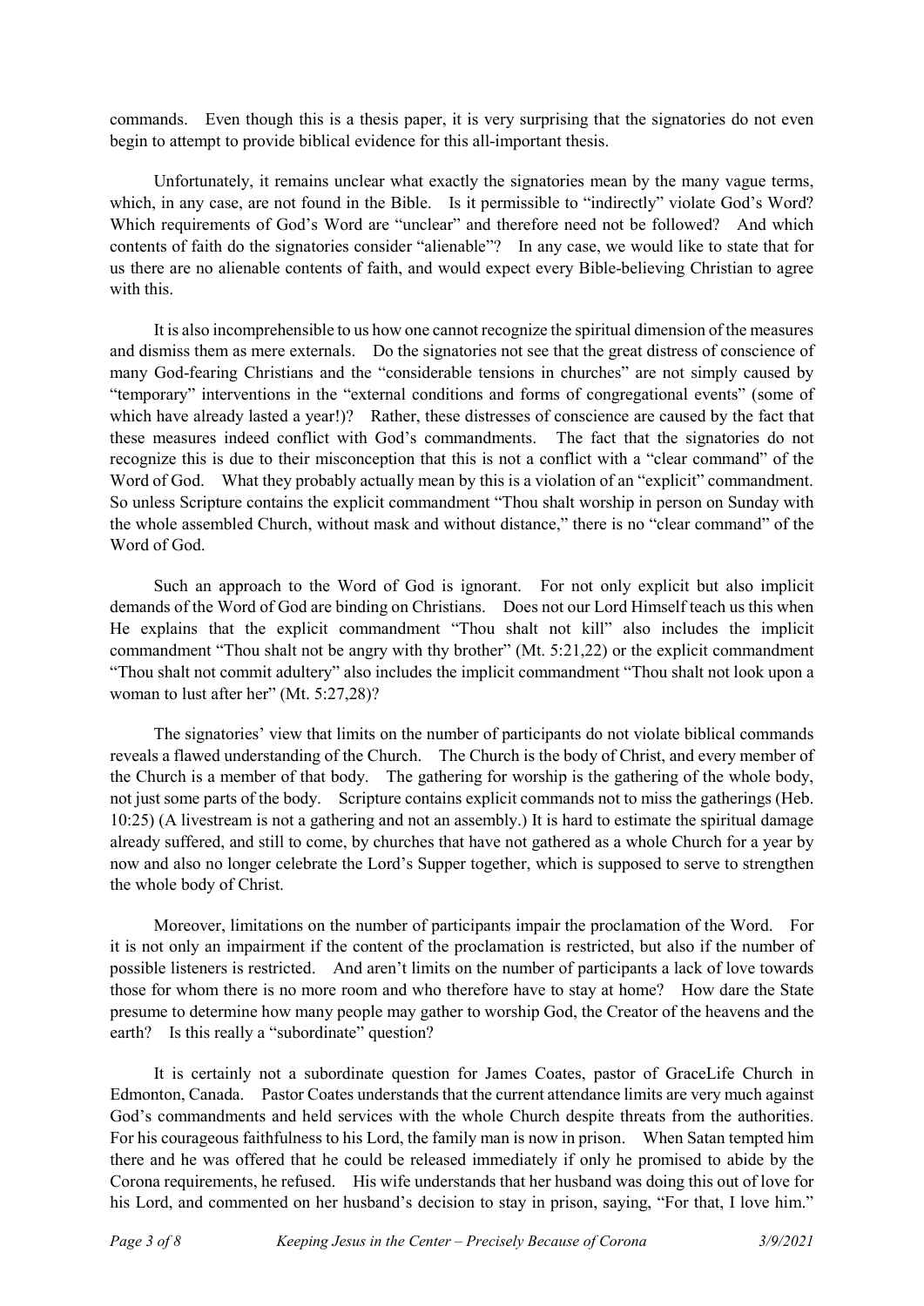commands. Even though this is a thesis paper, it is very surprising that the signatories do not even begin to attempt to provide biblical evidence for this all-important thesis.

Unfortunately, it remains unclear what exactly the signatories mean by the many vague terms, which, in any case, are not found in the Bible. Is it permissible to "indirectly" violate God's Word? Which requirements of God's Word are "unclear" and therefore need not be followed? And which contents of faith do the signatories consider "alienable"? In any case, we would like to state that for us there are no alienable contents of faith, and would expect every Bible-believing Christian to agree with this.

It is also incomprehensible to us how one cannot recognize the spiritual dimension of the measures and dismiss them as mere externals. Do the signatories not see that the great distress of conscience of many God-fearing Christians and the "considerable tensions in churches" are not simply caused by "temporary" interventions in the "external conditions and forms of congregational events" (some of which have already lasted a year!)? Rather, these distresses of conscience are caused by the fact that these measures indeed conflict with God's commandments. The fact that the signatories do not recognize this is due to their misconception that this is not a conflict with a "clear command" of the Word of God. What they probably actually mean by this is a violation of an "explicit" commandment. So unless Scripture contains the explicit commandment "Thou shalt worship in person on Sunday with the whole assembled Church, without mask and without distance," there is no "clear command" of the Word of God.

Such an approach to the Word of God is ignorant. For not only explicit but also implicit demands of the Word of God are binding on Christians. Does not our Lord Himself teach us this when He explains that the explicit commandment "Thou shalt not kill" also includes the implicit commandment "Thou shalt not be angry with thy brother" (Mt. 5:21,22) or the explicit commandment "Thou shalt not commit adultery" also includes the implicit commandment "Thou shalt not look upon a woman to lust after her" (Mt. 5:27,28)?

The signatories' view that limits on the number of participants do not violate biblical commands reveals a flawed understanding of the Church. The Church is the body of Christ, and every member of the Church is a member of that body. The gathering for worship is the gathering of the whole body, not just some parts of the body. Scripture contains explicit commands not to miss the gatherings (Heb. 10:25) (A livestream is not a gathering and not an assembly.) It is hard to estimate the spiritual damage already suffered, and still to come, by churches that have not gathered as a whole Church for a year by now and also no longer celebrate the Lord's Supper together, which is supposed to serve to strengthen the whole body of Christ.

Moreover, limitations on the number of participants impair the proclamation of the Word. For it is not only an impairment if the content of the proclamation is restricted, but also if the number of possible listeners is restricted. And aren't limits on the number of participants a lack of love towards those for whom there is no more room and who therefore have to stay at home? How dare the State presume to determine how many people may gather to worship God, the Creator of the heavens and the earth? Is this really a "subordinate" question?

It is certainly not a subordinate question for James Coates, pastor of GraceLife Church in Edmonton, Canada. Pastor Coates understands that the current attendance limits are very much against God's commandments and held services with the whole Church despite threats from the authorities. For his courageous faithfulness to his Lord, the family man is now in prison. When Satan tempted him there and he was offered that he could be released immediately if only he promised to abide by the Corona requirements, he refused. His wife understands that her husband was doing this out of love for his Lord, and commented on her husband's decision to stay in prison, saying, "For that, I love him."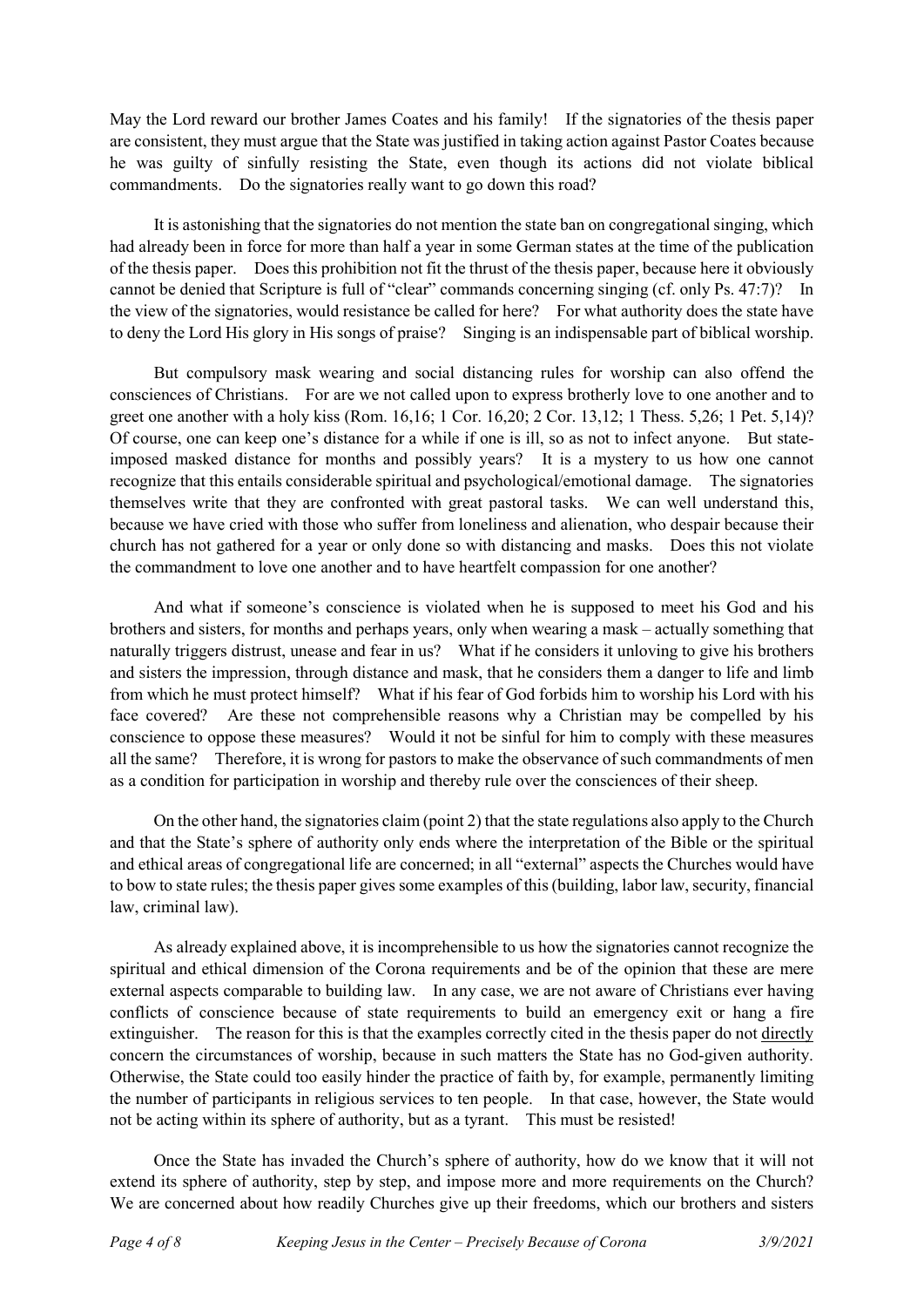May the Lord reward our brother James Coates and his family! If the signatories of the thesis paper are consistent, they must argue that the State was justified in taking action against Pastor Coates because he was guilty of sinfully resisting the State, even though its actions did not violate biblical commandments. Do the signatories really want to go down this road?

It is astonishing that the signatories do not mention the state ban on congregational singing, which had already been in force for more than half a year in some German states at the time of the publication of the thesis paper. Does this prohibition not fit the thrust of the thesis paper, because here it obviously cannot be denied that Scripture is full of "clear" commands concerning singing (cf. only Ps. 47:7)? In the view of the signatories, would resistance be called for here? For what authority does the state have to deny the Lord His glory in His songs of praise? Singing is an indispensable part of biblical worship.

But compulsory mask wearing and social distancing rules for worship can also offend the consciences of Christians. For are we not called upon to express brotherly love to one another and to greet one another with a holy kiss (Rom. 16,16; 1 Cor. 16,20; 2 Cor. 13,12; 1 Thess. 5,26; 1 Pet. 5,14)? Of course, one can keep one's distance for a while if one is ill, so as not to infect anyone. But state-imposed masked distance for months and possibly years? It is a mystery to us how one cannot recognize that this entails considerable spiritual and psychological/emotional damage. The signatories themselves write that they are confronted with great pastoral tasks. We can well understand this, because we have cried with those who suffer from loneliness and alienation, who despair because their church has not gathered for a year or only done so with distancing and masks. Does this not violate the commandment to love one another and to have heartfelt compassion for one another?

And what if someone's conscience is violated when he is supposed to meet his God and his brothers and sisters, for months and perhaps years, only when wearing a mask – actually something that naturally triggers distrust, unease and fear in us? What if he considers it unloving to give his brothers and sisters the impression, through distance and mask, that he considers them a danger to life and limb from which he must protect himself? What if his fear of God forbids him to worship his Lord with his face covered? Are these not comprehensible reasons why a Christian may be compelled by his conscience to oppose these measures? Would it not be sinful for him to comply with these measures all the same? Therefore, it is wrong for pastors to make the observance of such commandments of men as a condition for participation in worship and thereby rule over the consciences of their sheep.

On the other hand, the signatories claim (point 2) that the state regulations also apply to the Church and that the State's sphere of authority only ends where the interpretation of the Bible or the spiritual and ethical areas of congregational life are concerned; in all "external" aspects the Churches would have to bow to state rules; the thesis paper gives some examples of this (building, labor law, security, financial law, criminal law).

As already explained above, it is incomprehensible to us how the signatories cannot recognize the spiritual and ethical dimension of the Corona requirements and be of the opinion that these are mere external aspects comparable to building law. In any case, we are not aware of Christians ever having conflicts of conscience because of state requirements to build an emergency exit or hang a fire extinguisher. The reason for this is that the examples correctly cited in the thesis paper do not <u>directly</u> concern the circumstances of worship, because in such matters the State has no God-given authority. Otherwise, the State could too easily hinder the practice of faith by, for example, permanently limiting the number of participants in religious services to ten people. In that case, however, the State would not be acting within its sphere of authority, but as a tyrant. This must be resisted!

Once the State has invaded the Church's sphere of authority, how do we know that it will not extend its sphere of authority, step by step, and impose more and more requirements on the Church? We are concerned about how readily Churches give up their freedoms, which our brothers and sisters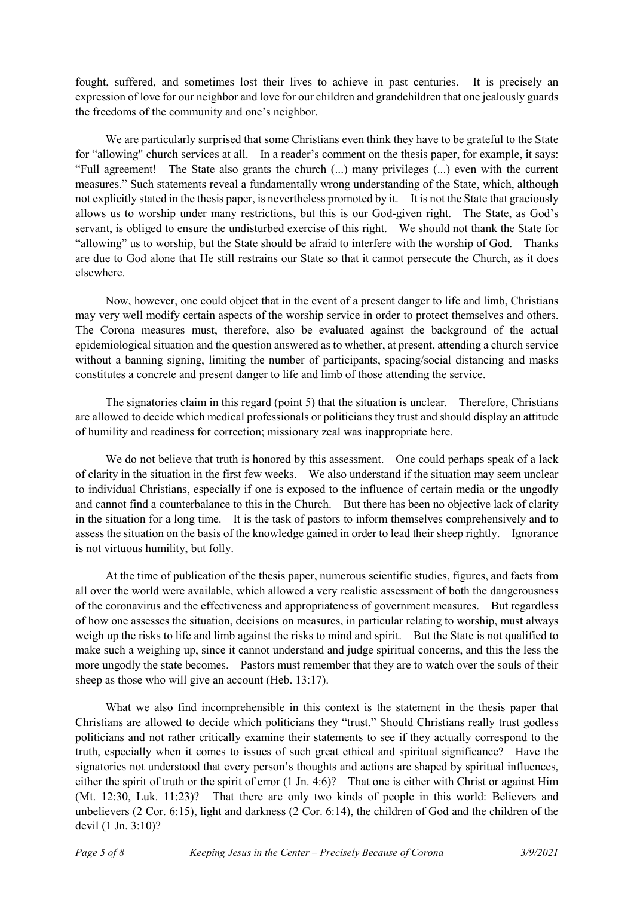fought, suffered, and sometimes lost their lives to achieve in past centuries. It is precisely an expression of love for our neighbor and love for our children and grandchildren that one jealously guards the freedoms of the community and one's neighbor.

We are particularly surprised that some Christians even think they have to be grateful to the State for "allowing" church services at all. In a reader's comment on the thesis paper, for example, it says: "Full agreement! The State also grants the church (...) many privileges (...) even with the current measures." Such statements reveal a fundamentally wrong understanding of the State, which, although not explicitly stated in the thesis paper, is nevertheless promoted by it. It is not the State that graciously allows us to worship under many restrictions, but this is our God-given right. The State, as God's servant, is obliged to ensure the undisturbed exercise of this right. We should not thank the State for "allowing" us to worship, but the State should be afraid to interfere with the worship of God. Thanks are due to God alone that He still restrains our State so that it cannot persecute the Church, as it does elsewhere.

Now, however, one could object that in the event of a present danger to life and limb, Christians may very well modify certain aspects of the worship service in order to protect themselves and others. The Corona measures must, therefore, also be evaluated against the background of the actual epidemiological situation and the question answered as to whether, at present, attending a church service without a banning signing, limiting the number of participants, spacing/social distancing and masks constitutes a concrete and present danger to life and limb of those attending the service.

The signatories claim in this regard (point 5) that the situation is unclear. Therefore, Christians are allowed to decide which medical professionals or politicians they trust and should display an attitude of humility and readiness for correction; missionary zeal was inappropriate here.

We do not believe that truth is honored by this assessment. One could perhaps speak of a lack of clarity in the situation in the first few weeks. We also understand if the situation may seem unclear to individual Christians, especially if one is exposed to the influence of certain media or the ungodly and cannot find a counterbalance to this in the Church. But there has been no objective lack of clarity in the situation for a long time. It is the task of pastors to inform themselves comprehensively and to assess the situation on the basis of the knowledge gained in order to lead their sheep rightly. Ignorance is not virtuous humility, but folly.

At the time of publication of the thesis paper, numerous scientific studies, figures, and facts from all over the world were available, which allowed a very realistic assessment of both the dangerousness of the coronavirus and the effectiveness and appropriateness of government measures. But regardless of how one assesses the situation, decisions on measures, in particular relating to worship, must always weigh up the risks to life and limb against the risks to mind and spirit. But the State is not qualified to make such a weighing up, since it cannot understand and judge spiritual concerns, and this the less the more ungodly the state becomes. Pastors must remember that they are to watch over the souls of their sheep as those who will give an account (Heb. 13:17).

What we also find incomprehensible in this context is the statement in the thesis paper that Christians are allowed to decide which politicians they "trust." Should Christians really trust godless politicians and not rather critically examine their statements to see if they actually correspond to the truth, especially when it comes to issues of such great ethical and spiritual significance? Have the signatories not understood that every person's thoughts and actions are shaped by spiritual influences, either the spirit of truth or the spirit of error (1 Jn. 4:6)? That one is either with Christ or against Him (Mt. 12:30, Luk. 11:23)? That there are only two kinds of people in this world: Believers and unbelievers (2 Cor. 6:15), light and darkness (2 Cor. 6:14), the children of God and the children of the devil (1 Jn. 3:10)?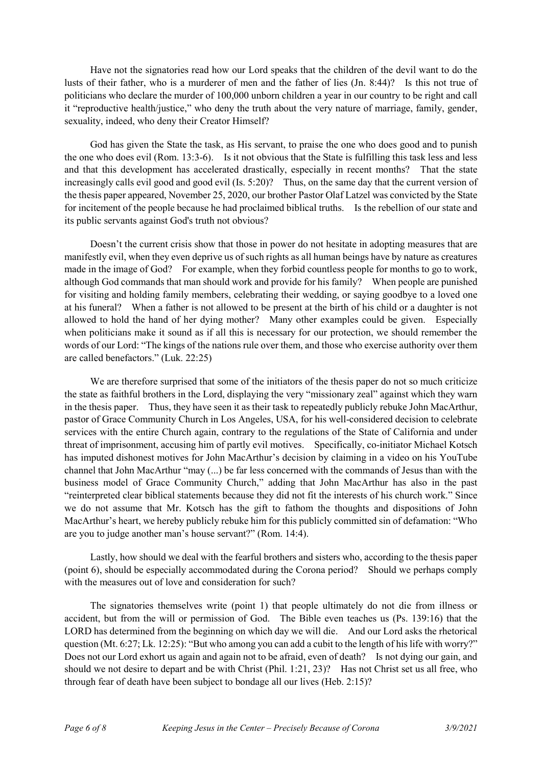Have not the signatories read how our Lord speaks that the children of the devil want to do the lusts of their father, who is a murderer of men and the father of lies (Jn. 8:44)? Is this not true of politicians who declare the murder of 100,000 unborn children a year in our country to be right and call it "reproductive health/justice," who deny the truth about the very nature of marriage, family, gender, sexuality, indeed, who deny their Creator Himself?

God has given the State the task, as His servant, to praise the one who does good and to punish the one who does evil (Rom. 13:3-6). Is it not obvious that the State is fulfilling this task less and less and that this development has accelerated drastically, especially in recent months? That the state increasingly calls evil good and good evil (Is. 5:20)? Thus, on the same day that the current version of the thesis paper appeared, November 25, 2020, our brother Pastor Olaf Latzel was convicted by the State for incitement of the people because he had proclaimed biblical truths. Is the rebellion of our state and its public servants against God's truth not obvious?

Doesn't the current crisis show that those in power do not hesitate in adopting measures that are manifestly evil, when they even deprive us of such rights as all human beings have by nature as creatures made in the image of God? For example, when they forbid countless people for months to go to work, although God commands that man should work and provide for his family? When people are punished for visiting and holding family members, celebrating their wedding, or saying goodbye to a loved one at his funeral? When a father is not allowed to be present at the birth of his child or a daughter is not allowed to hold the hand of her dying mother? Many other examples could be given. Especially when politicians make it sound as if all this is necessary for our protection, we should remember the words of our Lord: "The kings of the nations rule over them, and those who exercise authority over them are called benefactors." (Luk. 22:25)

We are therefore surprised that some of the initiators of the thesis paper do not so much criticize the state as faithful brothers in the Lord, displaying the very "missionary zeal" against which they warn in the thesis paper. Thus, they have seen it as their task to repeatedly publicly rebuke John MacArthur, pastor of Grace Community Church in Los Angeles, USA, for his well-considered decision to celebrate services with the entire Church again, contrary to the regulations of the State of California and under threat of imprisonment, accusing him of partly evil motives. Specifically, co-initiator Michael Kotsch has imputed dishonest motives for John MacArthur's decision by claiming in a video on his YouTube channel that John MacArthur "may (...) be far less concerned with the commands of Jesus than with the business model of Grace Community Church," adding that John MacArthur has also in the past "reinterpreted clear biblical statements because they did not fit the interests of his church work." Since we do not assume that Mr. Kotsch has the gift to fathom the thoughts and dispositions of John MacArthur's heart, we hereby publicly rebuke him for this publicly committed sin of defamation: "Who are you to judge another man's house servant?" (Rom. 14:4).

Lastly, how should we deal with the fearful brothers and sisters who, according to the thesis paper (point 6), should be especially accommodated during the Corona period? Should we perhaps comply with the measures out of love and consideration for such?

The signatories themselves write (point 1) that people ultimately do not die from illness or accident, but from the will or permission of God. The Bible even teaches us (Ps. 139:16) that the LORD has determined from the beginning on which day we will die. And our Lord asks the rhetorical question (Mt. 6:27; Lk. 12:25): "But who among you can add a cubit to the length of his life with worry?" Does not our Lord exhort us again and again not to be afraid, even of death? Is not dying our gain, and should we not desire to depart and be with Christ (Phil. 1:21, 23)? Has not Christ set us all free, who through fear of death have been subject to bondage all our lives (Heb. 2:15)?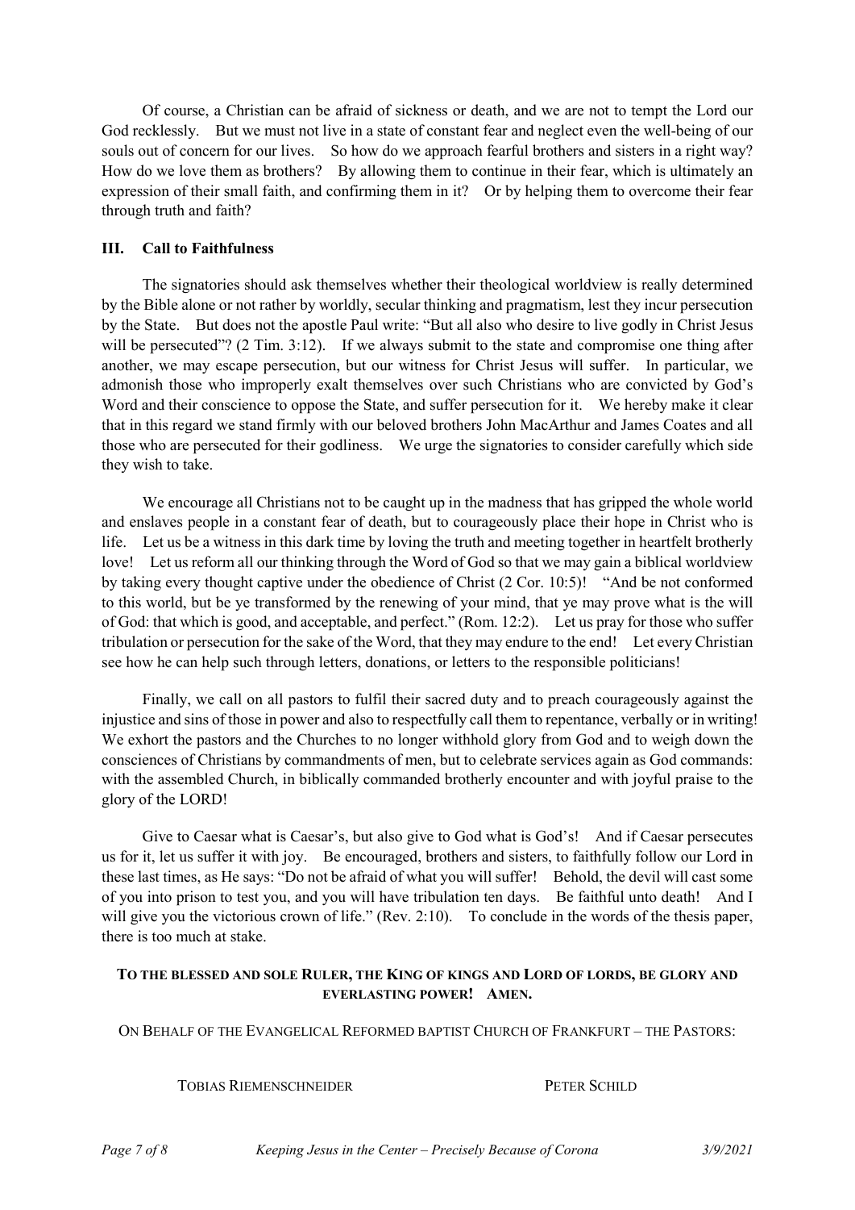Of course, a Christian can be afraid of sickness or death, and we are not to tempt the Lord our God recklessly. But we must not live in a state of constant fear and neglect even the well-being of our souls out of concern for our lives. So how do we approach fearful brothers and sisters in a right way? How do we love them as brothers? By allowing them to continue in their fear, which is ultimately an expression of their small faith, and confirming them in it? Or by helping them to overcome their fear through truth and faith?

### III. Call to Faithfulness

The signatories should ask themselves whether their theological worldview is really determined by the Bible alone or not rather by worldly, secular thinking and pragmatism, lest they incur persecution by the State. But does not the apostle Paul write: "But all also who desire to live godly in Christ Jesus will be persecuted"? (2 Tim. 3:12). If we always submit to the state and compromise one thing after another, we may escape persecution, but our witness for Christ Jesus will suffer. In particular, we admonish those who improperly exalt themselves over such Christians who are convicted by God's Word and their conscience to oppose the State, and suffer persecution for it. We hereby make it clear that in this regard we stand firmly with our beloved brothers John MacArthur and James Coates and all those who are persecuted for their godliness. We urge the signatories to consider carefully which side they wish to take.

We encourage all Christians not to be caught up in the madness that has gripped the whole world and enslaves people in a constant fear of death, but to courageously place their hope in Christ who is life. Let us be a witness in this dark time by loving the truth and meeting together in heartfelt brotherly love! Let us reform all our thinking through the Word of God so that we may gain a biblical worldview by taking every thought captive under the obedience of Christ (2 Cor. 10:5)! "And be not conformed to this world, but be ye transformed by the renewing of your mind, that ye may prove what is the will of God: that which is good, and acceptable, and perfect." (Rom. 12:2). Let us pray for those who suffer tribulation or persecution for the sake of the Word, that they may endure to the end! Let every Christian see how he can help such through letters, donations, or letters to the responsible politicians!

Finally, we call on all pastors to fulfil their sacred duty and to preach courageously against the injustice and sins of those in power and also to respectfully call them to repentance, verbally or in writing! We exhort the pastors and the Churches to no longer withhold glory from God and to weigh down the consciences of Christians by commandments of men, but to celebrate services again as God commands: with the assembled Church, in biblically commanded brotherly encounter and with joyful praise to the glory of the LORD!

Give to Caesar what is Caesar's, but also give to God what is God's! And if Caesar persecutes us for it, let us suffer it with joy. Be encouraged, brothers and sisters, to faithfully follow our Lord in these last times, as He says: "Do not be afraid of what you will suffer! Behold, the devil will cast some of you into prison to test you, and you will have tribulation ten days. Be faithful unto death! And I will give you the victorious crown of life." (Rev. 2:10). To conclude in the words of the thesis paper, there is too much at stake.

**TO THE BLESSED AND SOLE RULER, THE KING OF KINGS AND LORD OF LORDS, BE GLORY AND EVERLASTING POWER! AMEN.**

ON BEHALF OF THE EVANGELICAL REFORMED BAPTIST CHURCH OF FRANKFURT – THE PASTORS:

TOBIAS RIEMENSCHNEIDER  PETER SCHILD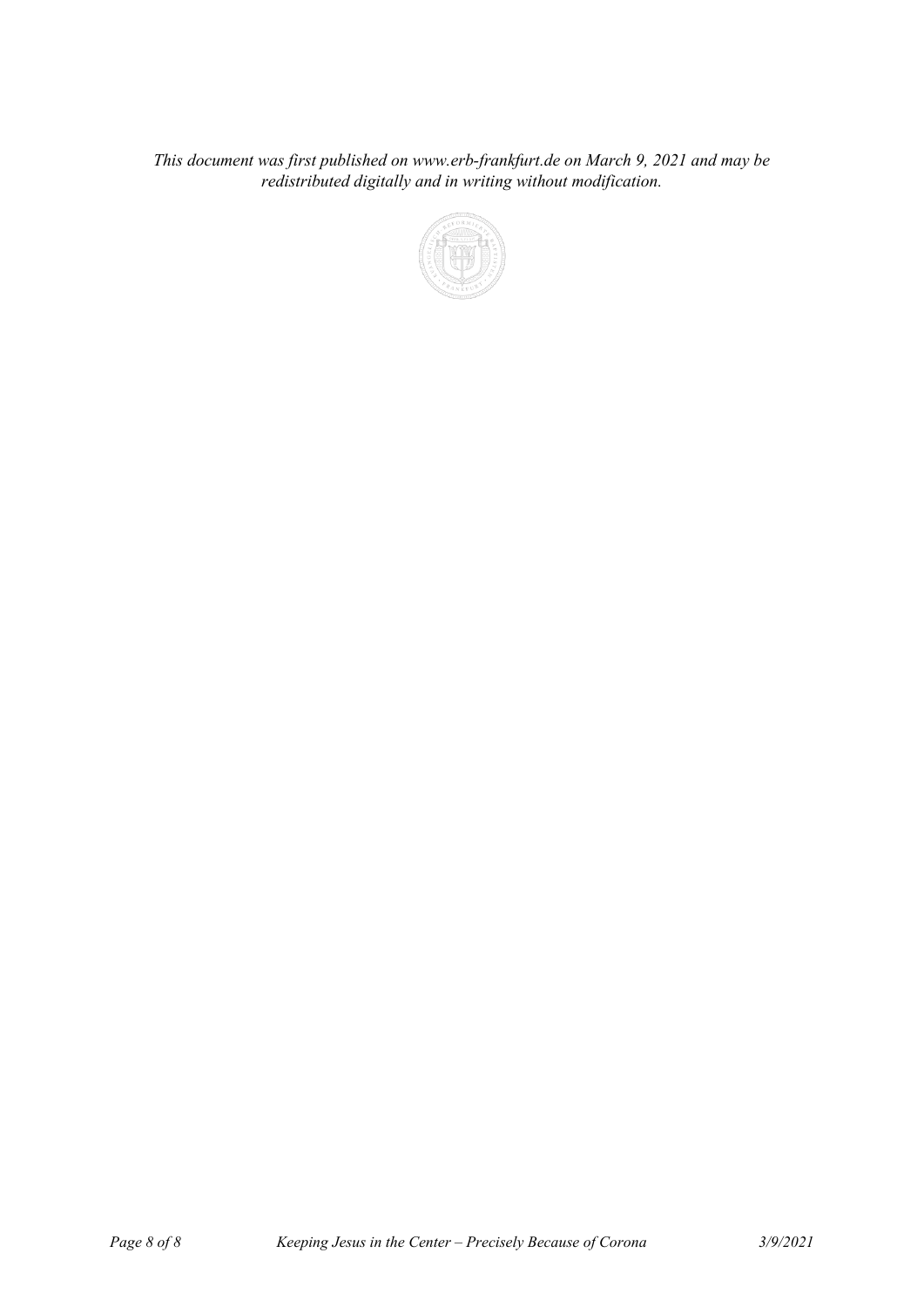*This document was first published on www.erb-frankfurt.de on March 9, 2021 and may be redistributed digitally and in writing without modification.*